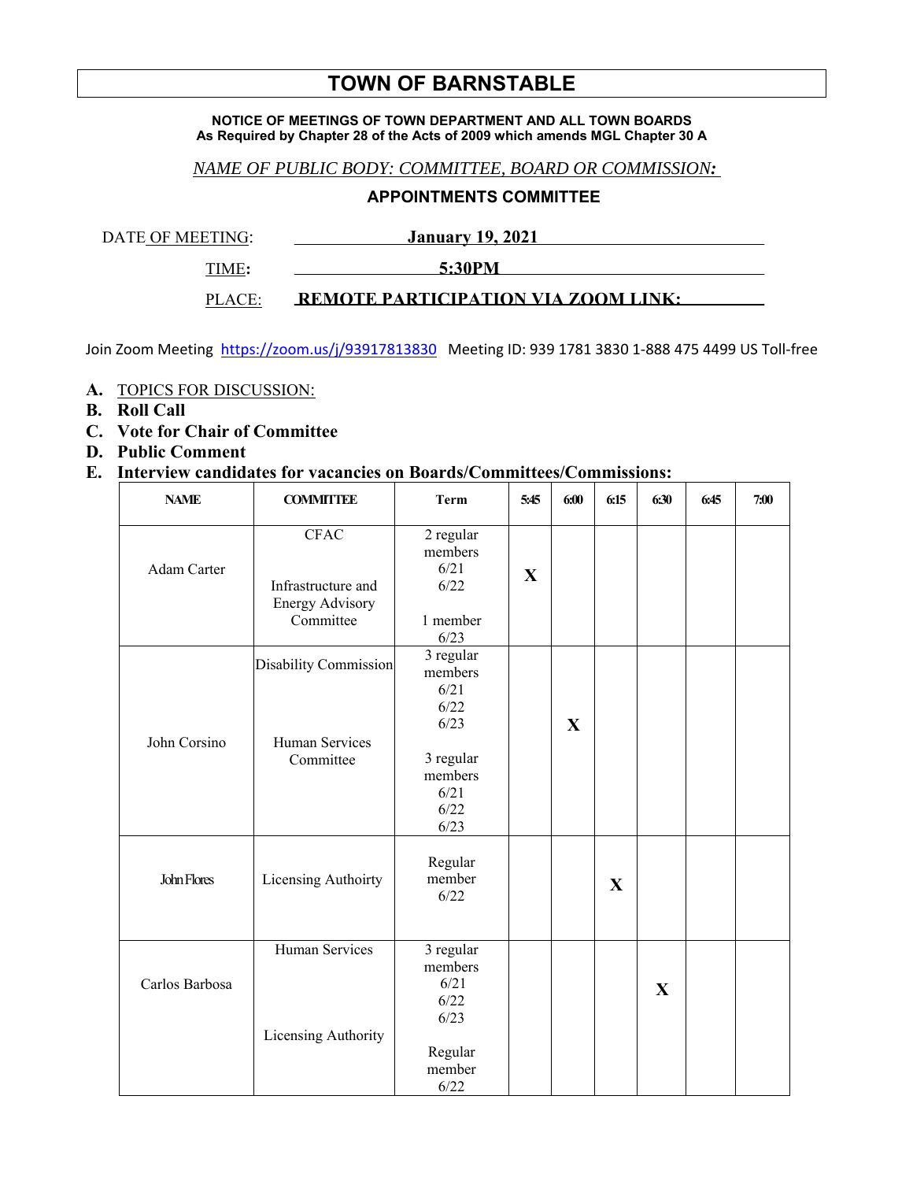# TOWN OF BARNSTABLE

**NOTICE OF MEETINGS OF TOWN DEPARTMENT AND ALL TOWN BOARDS**
**As Required by Chapter 28 of the Acts of 2009 which amends MGL Chapter 30 A**

*NAME OF PUBLIC BODY: COMMITTEE, BOARD OR COMMISSION:*

**APPOINTMENTS COMMITTEE**

DATE OF MEETING: **January 19, 2021**

TIME: **5:30PM**

PLACE: **REMOTE PARTICIPATION VIA ZOOM LINK:**

Join Zoom Meeting https://zoom.us/j/93917813830 Meeting ID: 939 1781 3830 1-888 475 4499 US Toll-free

**A.** TOPICS FOR DISCUSSION:
**B. Roll Call**
**C. Vote for Chair of Committee**
**D. Public Comment**
**E. Interview candidates for vacancies on Boards/Committees/Commissions:**

| NAME | COMMITTEE | Term | 5:45 | 6:00 | 6:15 | 6:30 | 6:45 | 7:00 |
|---|---|---|---|---|---|---|---|---|
| Adam Carter | CFAC<br><br>Infrastructure and Energy Advisory Committee | 2 regular members<br>6/21<br>6/22<br><br>1 member<br>6/23 | X | | | | | |
| John Corsino | Disability Commission<br><br>Human Services Committee | 3 regular members<br>6/21<br>6/22<br>6/23<br><br>3 regular members<br>6/21<br>6/22<br>6/23 | | X | | | | |
| John Flores | Licensing Authoirty | Regular member<br>6/22 | | | X | | | |
| Carlos Barbosa | Human Services<br><br>Licensing Authority | 3 regular members<br>6/21<br>6/22<br>6/23<br><br>Regular member<br>6/22 | | | | X | | |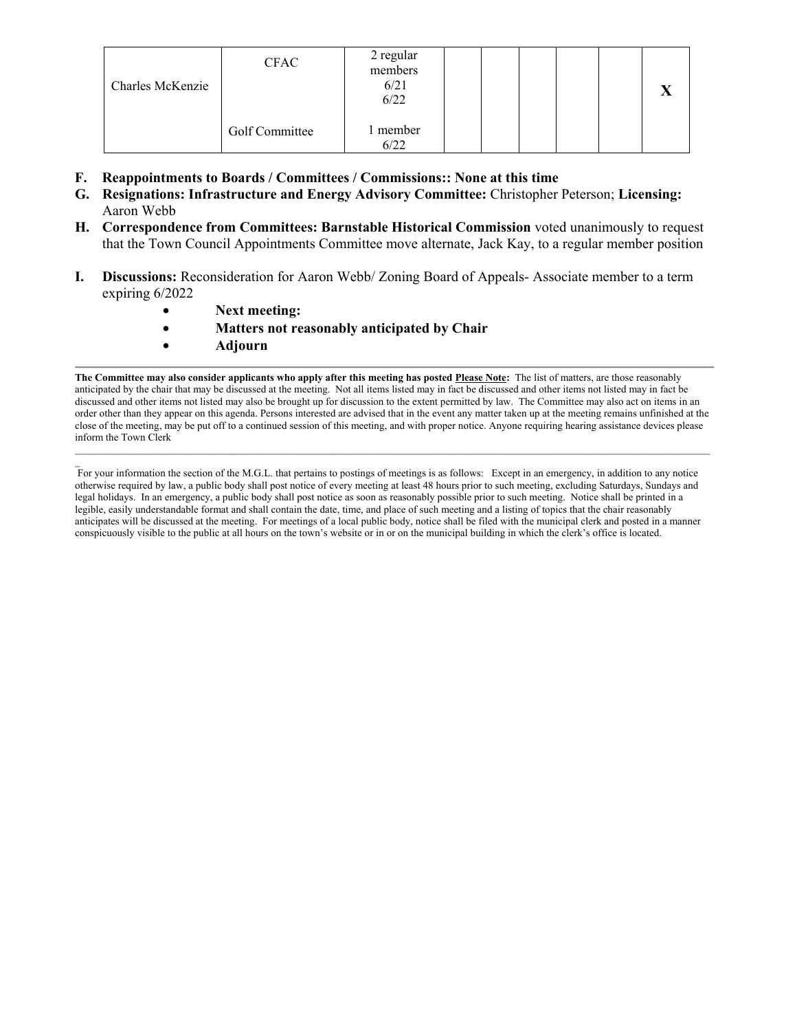| | | | | | | | | |
|---|---|---|---|---|---|---|---|---|
| Charles McKenzie | CFAC | 2 regular members 6/21 6/22 | | | | | | **X** |
| | Golf Committee | 1 member 6/22 | | | | | | |

**F. Reappointments to Boards / Committees / Commissions:: None at this time**

**G. Resignations: Infrastructure and Energy Advisory Committee:** Christopher Peterson; **Licensing:** Aaron Webb

**H. Correspondence from Committees: Barnstable Historical Commission** voted unanimously to request that the Town Council Appointments Committee move alternate, Jack Kay, to a regular member position

**I. Discussions:** Reconsideration for Aaron Webb/ Zoning Board of Appeals- Associate member to a term expiring 6/2022

- **Next meeting:**
- **Matters not reasonably anticipated by Chair**
- **Adjourn**

---

**The Committee may also consider applicants who apply after this meeting has posted** **Please Note:** The list of matters, are those reasonably anticipated by the chair that may be discussed at the meeting. Not all items listed may in fact be discussed and other items not listed may in fact be discussed and other items not listed may also be brought up for discussion to the extent permitted by law. The Committee may also act on items in an order other than they appear on this agenda. Persons interested are advised that in the event any matter taken up at the meeting remains unfinished at the close of the meeting, may be put off to a continued session of this meeting, and with proper notice. Anyone requiring hearing assistance devices please inform the Town Clerk

---

For your information the section of the M.G.L. that pertains to postings of meetings is as follows: Except in an emergency, in addition to any notice otherwise required by law, a public body shall post notice of every meeting at least 48 hours prior to such meeting, excluding Saturdays, Sundays and legal holidays. In an emergency, a public body shall post notice as soon as reasonably possible prior to such meeting. Notice shall be printed in a legible, easily understandable format and shall contain the date, time, and place of such meeting and a listing of topics that the chair reasonably anticipates will be discussed at the meeting. For meetings of a local public body, notice shall be filed with the municipal clerk and posted in a manner conspicuously visible to the public at all hours on the town's website or in or on the municipal building in which the clerk's office is located.